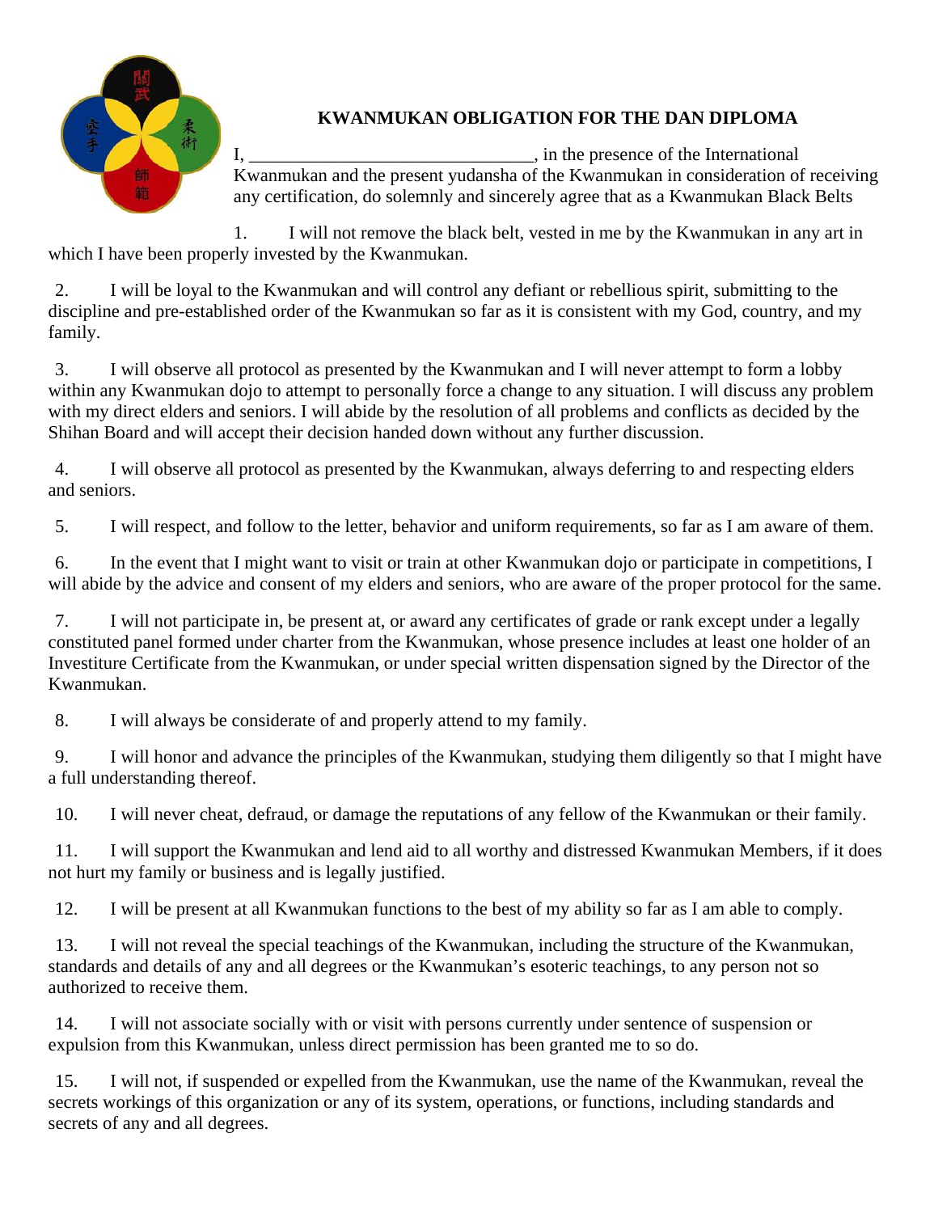# KWANMUKAN OBLIGATION FOR THE DAN DIPLOMA

I, _______________________________, in the presence of the International Kwanmukan and the present yudansha of the Kwanmukan in consideration of receiving any certification, do solemnly and sincerely agree that as a Kwanmukan Black Belts

1. I will not remove the black belt, vested in me by the Kwanmukan in any art in which I have been properly invested by the Kwanmukan.

2. I will be loyal to the Kwanmukan and will control any defiant or rebellious spirit, submitting to the discipline and pre-established order of the Kwanmukan so far as it is consistent with my God, country, and my family.

3. I will observe all protocol as presented by the Kwanmukan and I will never attempt to form a lobby within any Kwanmukan dojo to attempt to personally force a change to any situation. I will discuss any problem with my direct elders and seniors. I will abide by the resolution of all problems and conflicts as decided by the Shihan Board and will accept their decision handed down without any further discussion.

4. I will observe all protocol as presented by the Kwanmukan, always deferring to and respecting elders and seniors.

5. I will respect, and follow to the letter, behavior and uniform requirements, so far as I am aware of them.

6. In the event that I might want to visit or train at other Kwanmukan dojo or participate in competitions, I will abide by the advice and consent of my elders and seniors, who are aware of the proper protocol for the same.

7. I will not participate in, be present at, or award any certificates of grade or rank except under a legally constituted panel formed under charter from the Kwanmukan, whose presence includes at least one holder of an Investiture Certificate from the Kwanmukan, or under special written dispensation signed by the Director of the Kwanmukan.

8. I will always be considerate of and properly attend to my family.

9. I will honor and advance the principles of the Kwanmukan, studying them diligently so that I might have a full understanding thereof.

10. I will never cheat, defraud, or damage the reputations of any fellow of the Kwanmukan or their family.

11. I will support the Kwanmukan and lend aid to all worthy and distressed Kwanmukan Members, if it does not hurt my family or business and is legally justified.

12. I will be present at all Kwanmukan functions to the best of my ability so far as I am able to comply.

13. I will not reveal the special teachings of the Kwanmukan, including the structure of the Kwanmukan, standards and details of any and all degrees or the Kwanmukan's esoteric teachings, to any person not so authorized to receive them.

14. I will not associate socially with or visit with persons currently under sentence of suspension or expulsion from this Kwanmukan, unless direct permission has been granted me to so do.

15. I will not, if suspended or expelled from the Kwanmukan, use the name of the Kwanmukan, reveal the secrets workings of this organization or any of its system, operations, or functions, including standards and secrets of any and all degrees.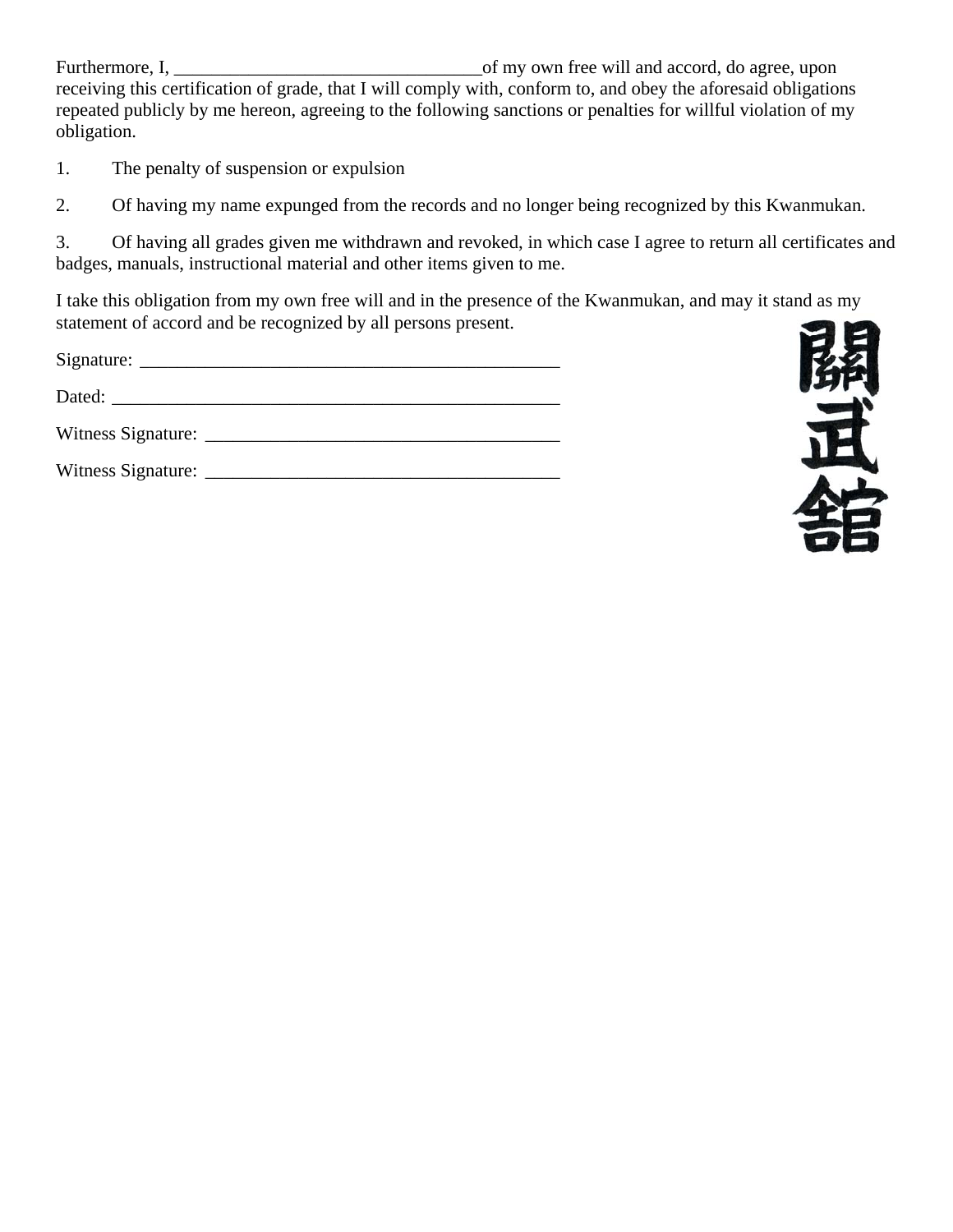Furthermore, I, _________________________________of my own free will and accord, do agree, upon receiving this certification of grade, that I will comply with, conform to, and obey the aforesaid obligations repeated publicly by me hereon, agreeing to the following sanctions or penalties for willful violation of my obligation.

1. The penalty of suspension or expulsion

2. Of having my name expunged from the records and no longer being recognized by this Kwanmukan.

3. Of having all grades given me withdrawn and revoked, in which case I agree to return all certificates and badges, manuals, instructional material and other items given to me.

I take this obligation from my own free will and in the presence of the Kwanmukan, and may it stand as my statement of accord and be recognized by all persons present.

Signature: ______________________________________________

Dated: _________________________________________________

Witness Signature: _______________________________________

Witness Signature: _______________________________________

關武舘